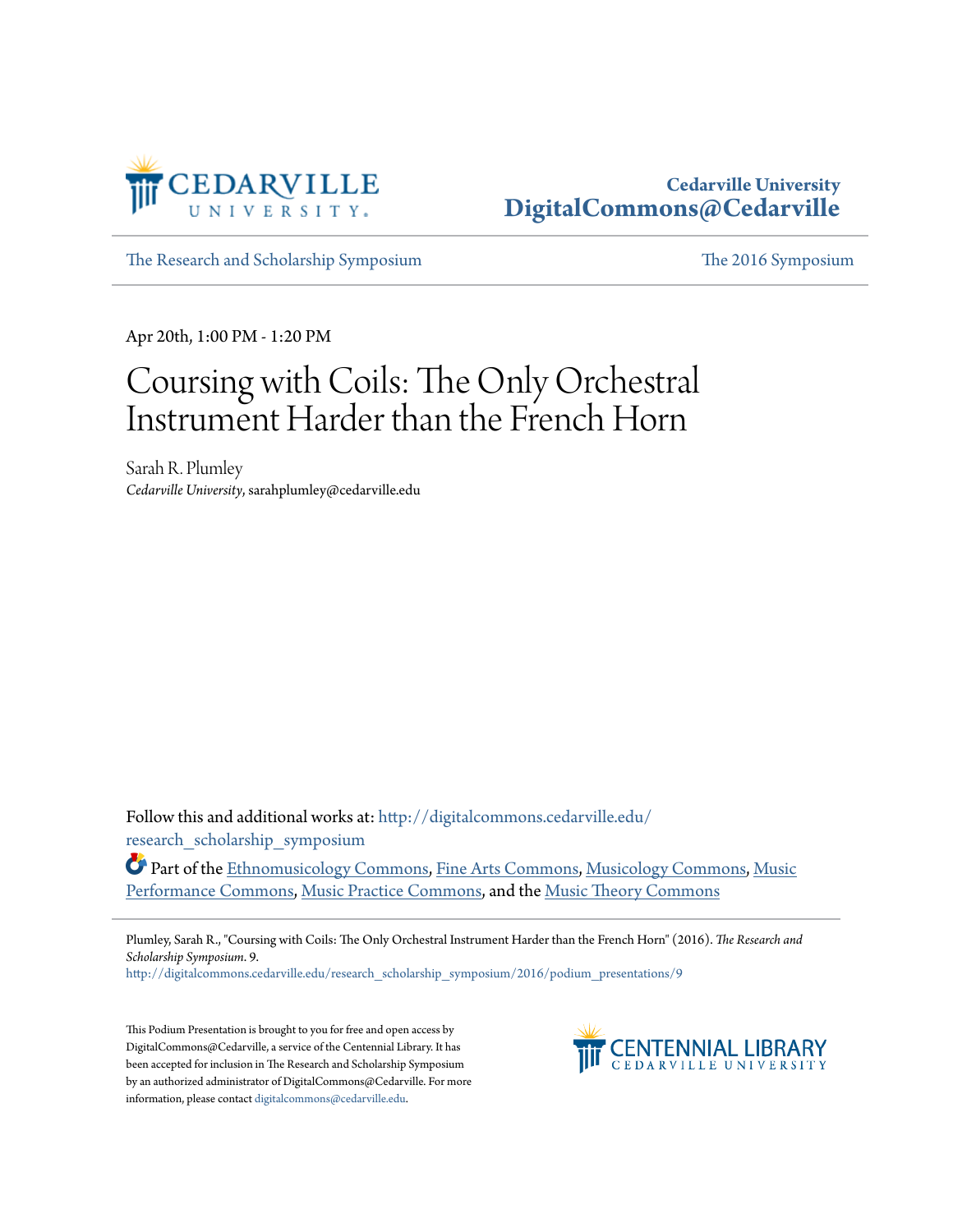Cedarville University
DigitalCommons@Cedarville

The Research and Scholarship Symposium | The 2016 Symposium

Apr 20th, 1:00 PM - 1:20 PM

# Coursing with Coils: The Only Orchestral Instrument Harder than the French Horn

Sarah R. Plumley
*Cedarville University*, sarahplumley@cedarville.edu

Follow this and additional works at: http://digitalcommons.cedarville.edu/research_scholarship_symposium

Part of the Ethnomusicology Commons, Fine Arts Commons, Musicology Commons, Music Performance Commons, Music Practice Commons, and the Music Theory Commons

Plumley, Sarah R., "Coursing with Coils: The Only Orchestral Instrument Harder than the French Horn" (2016). *The Research and Scholarship Symposium*. 9.
http://digitalcommons.cedarville.edu/research_scholarship_symposium/2016/podium_presentations/9

This Podium Presentation is brought to you for free and open access by DigitalCommons@Cedarville, a service of the Centennial Library. It has been accepted for inclusion in The Research and Scholarship Symposium by an authorized administrator of DigitalCommons@Cedarville. For more information, please contact digitalcommons@cedarville.edu.

CENTENNIAL LIBRARY
CEDARVILLE UNIVERSITY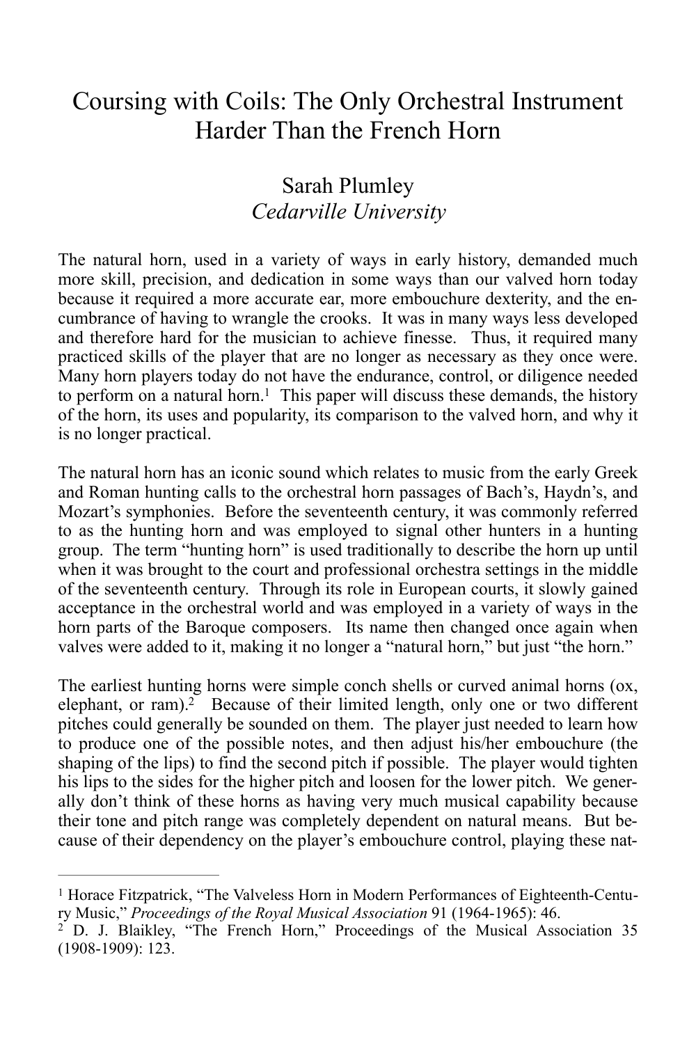# Coursing with Coils: The Only Orchestral Instrument Harder Than the French Horn

Sarah Plumley
*Cedarville University*

The natural horn, used in a variety of ways in early history, demanded much more skill, precision, and dedication in some ways than our valved horn today because it required a more accurate ear, more embouchure dexterity, and the encumbrance of having to wrangle the crooks. It was in many ways less developed and therefore hard for the musician to achieve finesse. Thus, it required many practiced skills of the player that are no longer as necessary as they once were. Many horn players today do not have the endurance, control, or diligence needed to perform on a natural horn.[1] This paper will discuss these demands, the history of the horn, its uses and popularity, its comparison to the valved horn, and why it is no longer practical.

The natural horn has an iconic sound which relates to music from the early Greek and Roman hunting calls to the orchestral horn passages of Bach's, Haydn's, and Mozart's symphonies. Before the seventeenth century, it was commonly referred to as the hunting horn and was employed to signal other hunters in a hunting group. The term "hunting horn" is used traditionally to describe the horn up until when it was brought to the court and professional orchestra settings in the middle of the seventeenth century. Through its role in European courts, it slowly gained acceptance in the orchestral world and was employed in a variety of ways in the horn parts of the Baroque composers. Its name then changed once again when valves were added to it, making it no longer a "natural horn," but just "the horn."

The earliest hunting horns were simple conch shells or curved animal horns (ox, elephant, or ram).[2] Because of their limited length, only one or two different pitches could generally be sounded on them. The player just needed to learn how to produce one of the possible notes, and then adjust his/her embouchure (the shaping of the lips) to find the second pitch if possible. The player would tighten his lips to the sides for the higher pitch and loosen for the lower pitch. We generally don't think of these horns as having very much musical capability because their tone and pitch range was completely dependent on natural means. But because of their dependency on the player's embouchure control, playing these nat-

---

[1] Horace Fitzpatrick, "The Valveless Horn in Modern Performances of Eighteenth-Century Music," *Proceedings of the Royal Musical Association* 91 (1964-1965): 46.

[2] D. J. Blaikley, "The French Horn," Proceedings of the Musical Association 35 (1908-1909): 123.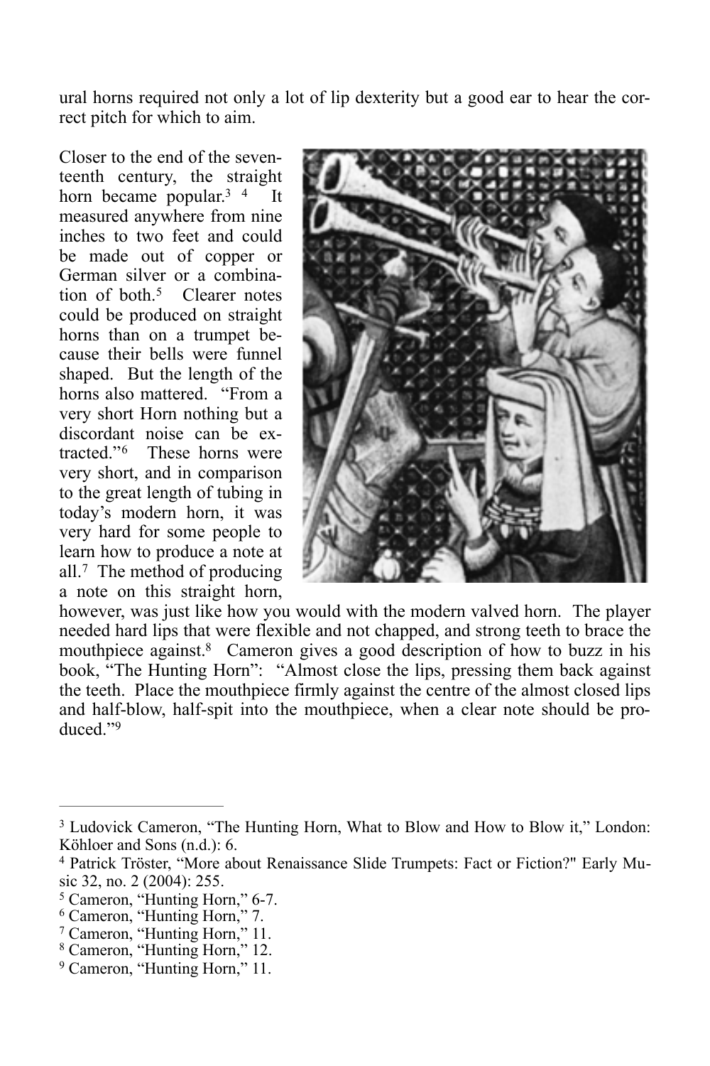ural horns required not only a lot of lip dexterity but a good ear to hear the correct pitch for which to aim.

Closer to the end of the seventeenth century, the straight horn became popular.[3] [4] It measured anywhere from nine inches to two feet and could be made out of copper or German silver or a combination of both.[5] Clearer notes could be produced on straight horns than on a trumpet because their bells were funnel shaped. But the length of the horns also mattered. "From a very short Horn nothing but a discordant noise can be extracted."[6] These horns were very short, and in comparison to the great length of tubing in today's modern horn, it was very hard for some people to learn how to produce a note at all.[7] The method of producing a note on this straight horn, however, was just like how you would with the modern valved horn. The player needed hard lips that were flexible and not chapped, and strong teeth to brace the mouthpiece against.[8] Cameron gives a good description of how to buzz in his book, "The Hunting Horn": "Almost close the lips, pressing them back against the teeth. Place the mouthpiece firmly against the centre of the almost closed lips and half-blow, half-spit into the mouthpiece, when a clear note should be produced."[9]

---

[3] Ludovick Cameron, "The Hunting Horn, What to Blow and How to Blow it," London: Köhloer and Sons (n.d.): 6.

[4] Patrick Tröster, "More about Renaissance Slide Trumpets: Fact or Fiction?" Early Music 32, no. 2 (2004): 255.

[5] Cameron, "Hunting Horn," 6-7.

[6] Cameron, "Hunting Horn," 7.

[7] Cameron, "Hunting Horn," 11.

[8] Cameron, "Hunting Horn," 12.

[9] Cameron, "Hunting Horn," 11.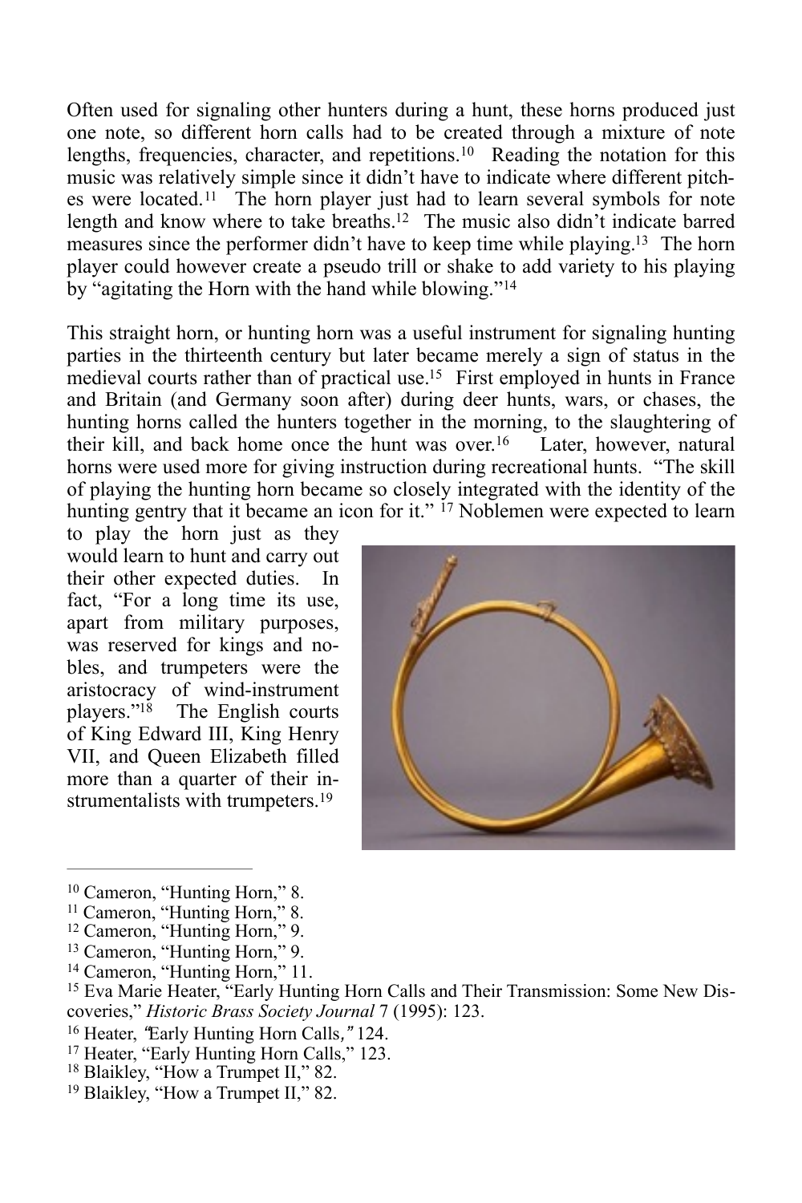Often used for signaling other hunters during a hunt, these horns produced just one note, so different horn calls had to be created through a mixture of note lengths, frequencies, character, and repetitions.[10] Reading the notation for this music was relatively simple since it didn't have to indicate where different pitches were located.[11] The horn player just had to learn several symbols for note length and know where to take breaths.[12] The music also didn't indicate barred measures since the performer didn't have to keep time while playing.[13] The horn player could however create a pseudo trill or shake to add variety to his playing by "agitating the Horn with the hand while blowing."[14]

This straight horn, or hunting horn was a useful instrument for signaling hunting parties in the thirteenth century but later became merely a sign of status in the medieval courts rather than of practical use.[15] First employed in hunts in France and Britain (and Germany soon after) during deer hunts, wars, or chases, the hunting horns called the hunters together in the morning, to the slaughtering of their kill, and back home once the hunt was over.[16] Later, however, natural horns were used more for giving instruction during recreational hunts. "The skill of playing the hunting horn became so closely integrated with the identity of the hunting gentry that it became an icon for it." [17] Noblemen were expected to learn to play the horn just as they would learn to hunt and carry out their other expected duties. In fact, "For a long time its use, apart from military purposes, was reserved for kings and nobles, and trumpeters were the aristocracy of wind-instrument players."[18] The English courts of King Edward III, King Henry VII, and Queen Elizabeth filled more than a quarter of their instrumentalists with trumpeters.[19]

---

[10] Cameron, "Hunting Horn," 8.

[11] Cameron, "Hunting Horn," 8.

[12] Cameron, "Hunting Horn," 9.

[13] Cameron, "Hunting Horn," 9.

[14] Cameron, "Hunting Horn," 11.

[15] Eva Marie Heater, "Early Hunting Horn Calls and Their Transmission: Some New Discoveries," *Historic Brass Society Journal* 7 (1995): 123.

[16] Heater, "Early Hunting Horn Calls," 124.

[17] Heater, "Early Hunting Horn Calls," 123.

[18] Blaikley, "How a Trumpet II," 82.

[19] Blaikley, "How a Trumpet II," 82.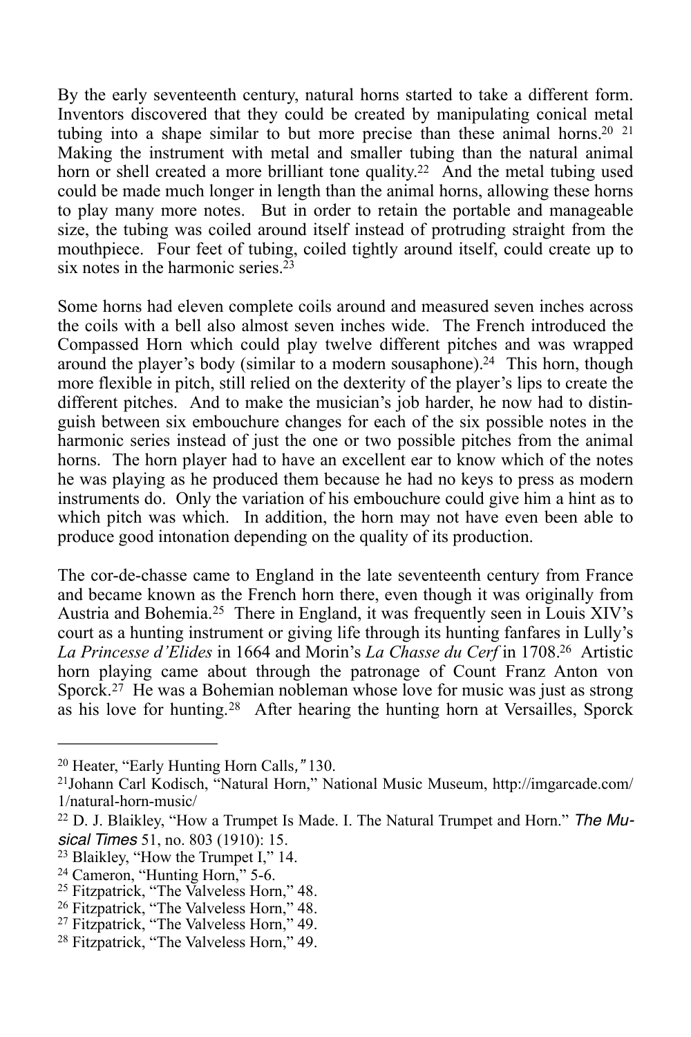By the early seventeenth century, natural horns started to take a different form. Inventors discovered that they could be created by manipulating conical metal tubing into a shape similar to but more precise than these animal horns.[20] [21] Making the instrument with metal and smaller tubing than the natural animal horn or shell created a more brilliant tone quality.[22] And the metal tubing used could be made much longer in length than the animal horns, allowing these horns to play many more notes. But in order to retain the portable and manageable size, the tubing was coiled around itself instead of protruding straight from the mouthpiece. Four feet of tubing, coiled tightly around itself, could create up to six notes in the harmonic series.[23]

Some horns had eleven complete coils around and measured seven inches across the coils with a bell also almost seven inches wide. The French introduced the Compassed Horn which could play twelve different pitches and was wrapped around the player's body (similar to a modern sousaphone).[24] This horn, though more flexible in pitch, still relied on the dexterity of the player's lips to create the different pitches. And to make the musician's job harder, he now had to distinguish between six embouchure changes for each of the six possible notes in the harmonic series instead of just the one or two possible pitches from the animal horns. The horn player had to have an excellent ear to know which of the notes he was playing as he produced them because he had no keys to press as modern instruments do. Only the variation of his embouchure could give him a hint as to which pitch was which. In addition, the horn may not have even been able to produce good intonation depending on the quality of its production.

The cor-de-chasse came to England in the late seventeenth century from France and became known as the French horn there, even though it was originally from Austria and Bohemia.[25] There in England, it was frequently seen in Louis XIV's court as a hunting instrument or giving life through its hunting fanfares in Lully's *La Princesse d'Elides* in 1664 and Morin's *La Chasse du Cerf* in 1708.[26] Artistic horn playing came about through the patronage of Count Franz Anton von Sporck.[27] He was a Bohemian nobleman whose love for music was just as strong as his love for hunting.[28] After hearing the hunting horn at Versailles, Sporck

---

[20] Heater, "Early Hunting Horn Calls," 130.

[21] Johann Carl Kodisch, "Natural Horn," National Music Museum, http://imgarcade.com/1/natural-horn-music/

[22] D. J. Blaikley, "How a Trumpet Is Made. I. The Natural Trumpet and Horn." *The Musical Times* 51, no. 803 (1910): 15.

[23] Blaikley, "How the Trumpet I," 14.

[24] Cameron, "Hunting Horn," 5-6.

[25] Fitzpatrick, "The Valveless Horn," 48.

[26] Fitzpatrick, "The Valveless Horn," 48.

[27] Fitzpatrick, "The Valveless Horn," 49.

[28] Fitzpatrick, "The Valveless Horn," 49.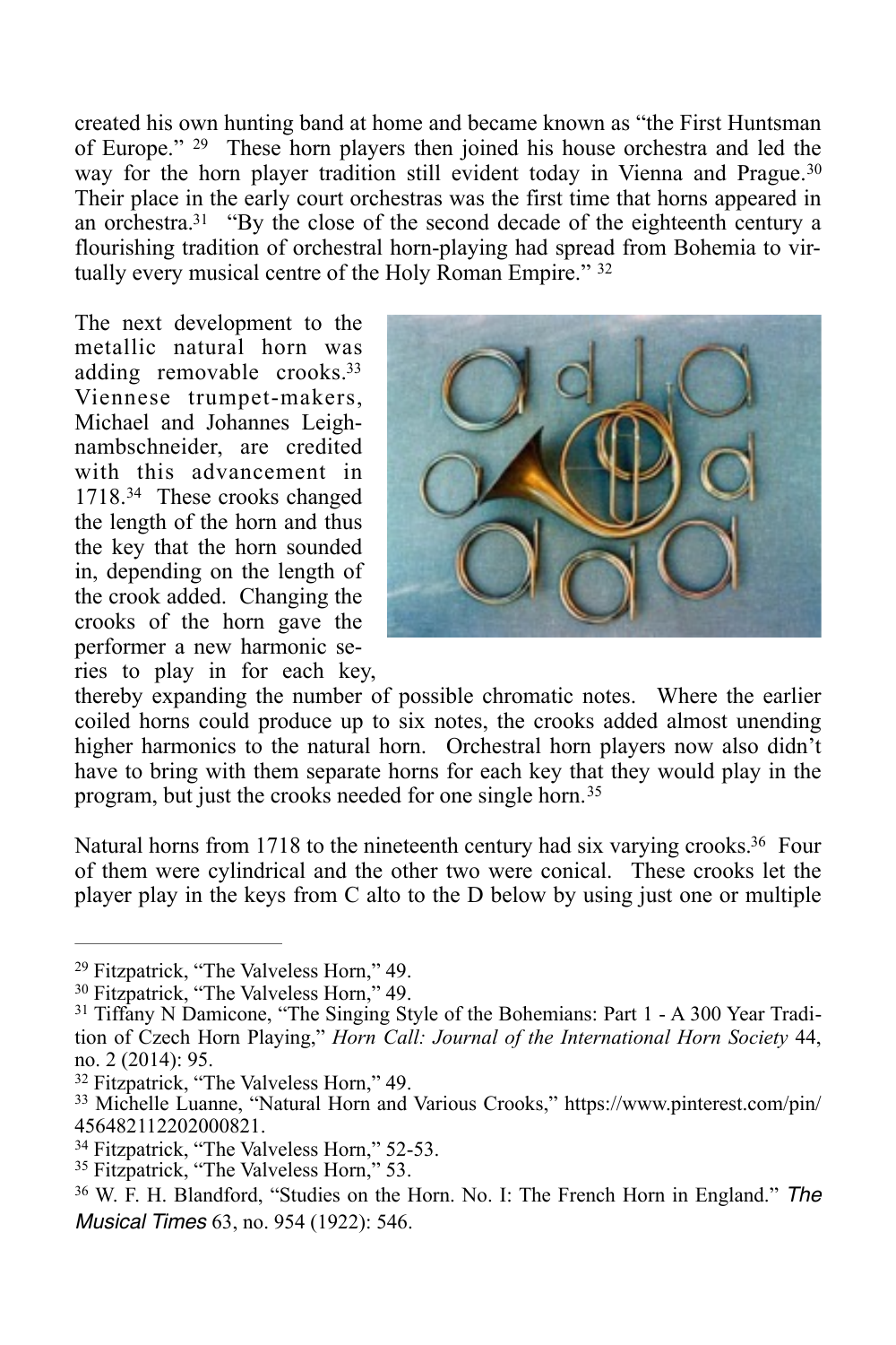created his own hunting band at home and became known as "the First Huntsman of Europe." [29] These horn players then joined his house orchestra and led the way for the horn player tradition still evident today in Vienna and Prague.[30] Their place in the early court orchestras was the first time that horns appeared in an orchestra.[31] "By the close of the second decade of the eighteenth century a flourishing tradition of orchestral horn-playing had spread from Bohemia to virtually every musical centre of the Holy Roman Empire." [32]

The next development to the metallic natural horn was adding removable crooks.[33] Viennese trumpet-makers, Michael and Johannes Leighnambschneider, are credited with this advancement in 1718.[34] These crooks changed the length of the horn and thus the key that the horn sounded in, depending on the length of the crook added. Changing the crooks of the horn gave the performer a new harmonic series to play in for each key, thereby expanding the number of possible chromatic notes. Where the earlier coiled horns could produce up to six notes, the crooks added almost unending higher harmonics to the natural horn. Orchestral horn players now also didn't have to bring with them separate horns for each key that they would play in the program, but just the crooks needed for one single horn.[35]

Natural horns from 1718 to the nineteenth century had six varying crooks.[36] Four of them were cylindrical and the other two were conical. These crooks let the player play in the keys from C alto to the D below by using just one or multiple

---

[29] Fitzpatrick, "The Valveless Horn," 49.

[30] Fitzpatrick, "The Valveless Horn," 49.

[31] Tiffany N Damicone, "The Singing Style of the Bohemians: Part 1 - A 300 Year Tradition of Czech Horn Playing," *Horn Call: Journal of the International Horn Society* 44, no. 2 (2014): 95.

[32] Fitzpatrick, "The Valveless Horn," 49.

[33] Michelle Luanne, "Natural Horn and Various Crooks," https://www.pinterest.com/pin/456482112202000821.

[34] Fitzpatrick, "The Valveless Horn," 52-53.

[35] Fitzpatrick, "The Valveless Horn," 53.

[36] W. F. H. Blandford, "Studies on the Horn. No. I: The French Horn in England." *The Musical Times* 63, no. 954 (1922): 546.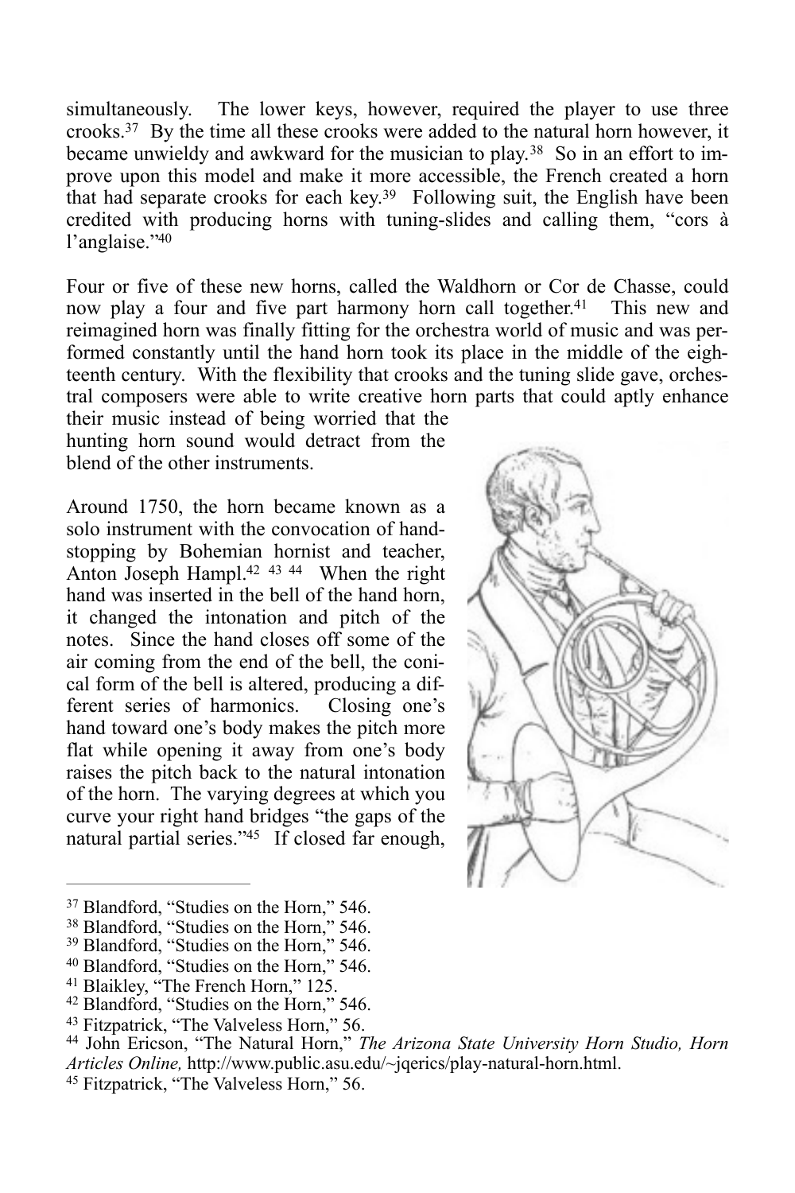simultaneously. The lower keys, however, required the player to use three crooks.[37] By the time all these crooks were added to the natural horn however, it became unwieldy and awkward for the musician to play.[38] So in an effort to improve upon this model and make it more accessible, the French created a horn that had separate crooks for each key.[39] Following suit, the English have been credited with producing horns with tuning-slides and calling them, "cors à l'anglaise."[40]

Four or five of these new horns, called the Waldhorn or Cor de Chasse, could now play a four and five part harmony horn call together.[41] This new and reimagined horn was finally fitting for the orchestra world of music and was performed constantly until the hand horn took its place in the middle of the eighteenth century. With the flexibility that crooks and the tuning slide gave, orchestral composers were able to write creative horn parts that could aptly enhance their music instead of being worried that the hunting horn sound would detract from the blend of the other instruments.

Around 1750, the horn became known as a solo instrument with the convocation of hand-stopping by Bohemian hornist and teacher, Anton Joseph Hampl.[42] [43] [44] When the right hand was inserted in the bell of the hand horn, it changed the intonation and pitch of the notes. Since the hand closes off some of the air coming from the end of the bell, the conical form of the bell is altered, producing a different series of harmonics. Closing one's hand toward one's body makes the pitch more flat while opening it away from one's body raises the pitch back to the natural intonation of the horn. The varying degrees at which you curve your right hand bridges "the gaps of the natural partial series."[45] If closed far enough,

---

[37] Blandford, "Studies on the Horn," 546.

[38] Blandford, "Studies on the Horn," 546.

[39] Blandford, "Studies on the Horn," 546.

[40] Blandford, "Studies on the Horn," 546.

[41] Blaikley, "The French Horn," 125.

[42] Blandford, "Studies on the Horn," 546.

[43] Fitzpatrick, "The Valveless Horn," 56.

[44] John Ericson, "The Natural Horn," *The Arizona State University Horn Studio, Horn Articles Online,* http://www.public.asu.edu/~jqerics/play-natural-horn.html.

[45] Fitzpatrick, "The Valveless Horn," 56.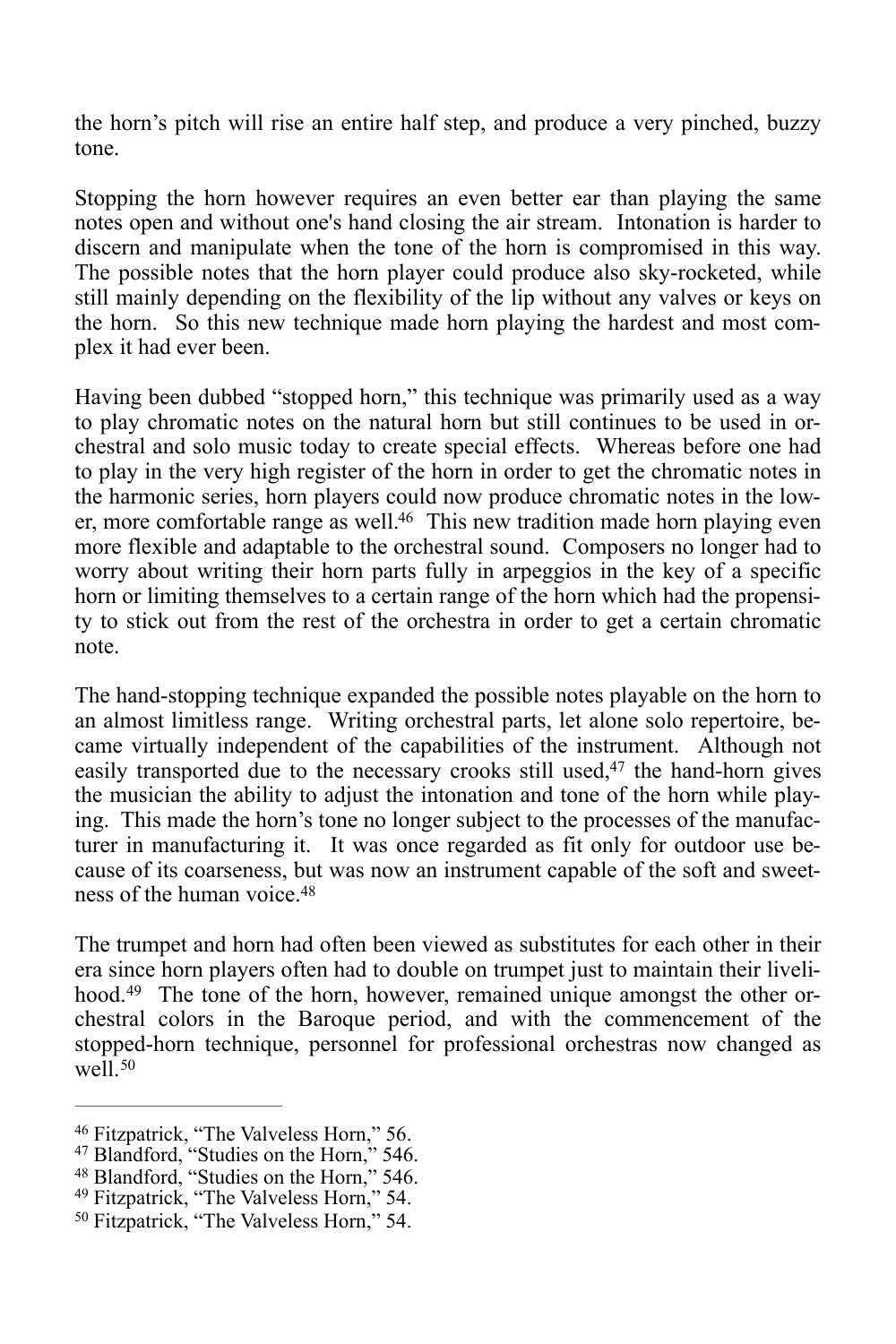the horn's pitch will rise an entire half step, and produce a very pinched, buzzy tone.

Stopping the horn however requires an even better ear than playing the same notes open and without one's hand closing the air stream. Intonation is harder to discern and manipulate when the tone of the horn is compromised in this way. The possible notes that the horn player could produce also sky-rocketed, while still mainly depending on the flexibility of the lip without any valves or keys on the horn. So this new technique made horn playing the hardest and most complex it had ever been.

Having been dubbed "stopped horn," this technique was primarily used as a way to play chromatic notes on the natural horn but still continues to be used in orchestral and solo music today to create special effects. Whereas before one had to play in the very high register of the horn in order to get the chromatic notes in the harmonic series, horn players could now produce chromatic notes in the lower, more comfortable range as well.[46] This new tradition made horn playing even more flexible and adaptable to the orchestral sound. Composers no longer had to worry about writing their horn parts fully in arpeggios in the key of a specific horn or limiting themselves to a certain range of the horn which had the propensity to stick out from the rest of the orchestra in order to get a certain chromatic note.

The hand-stopping technique expanded the possible notes playable on the horn to an almost limitless range. Writing orchestral parts, let alone solo repertoire, became virtually independent of the capabilities of the instrument. Although not easily transported due to the necessary crooks still used,[47] the hand-horn gives the musician the ability to adjust the intonation and tone of the horn while playing. This made the horn's tone no longer subject to the processes of the manufacturer in manufacturing it. It was once regarded as fit only for outdoor use because of its coarseness, but was now an instrument capable of the soft and sweetness of the human voice.[48]

The trumpet and horn had often been viewed as substitutes for each other in their era since horn players often had to double on trumpet just to maintain their livelihood.[49] The tone of the horn, however, remained unique amongst the other orchestral colors in the Baroque period, and with the commencement of the stopped-horn technique, personnel for professional orchestras now changed as well.[50]

---

[46] Fitzpatrick, "The Valveless Horn," 56.

[47] Blandford, "Studies on the Horn," 546.

[48] Blandford, "Studies on the Horn," 546.

[49] Fitzpatrick, "The Valveless Horn," 54.

[50] Fitzpatrick, "The Valveless Horn," 54.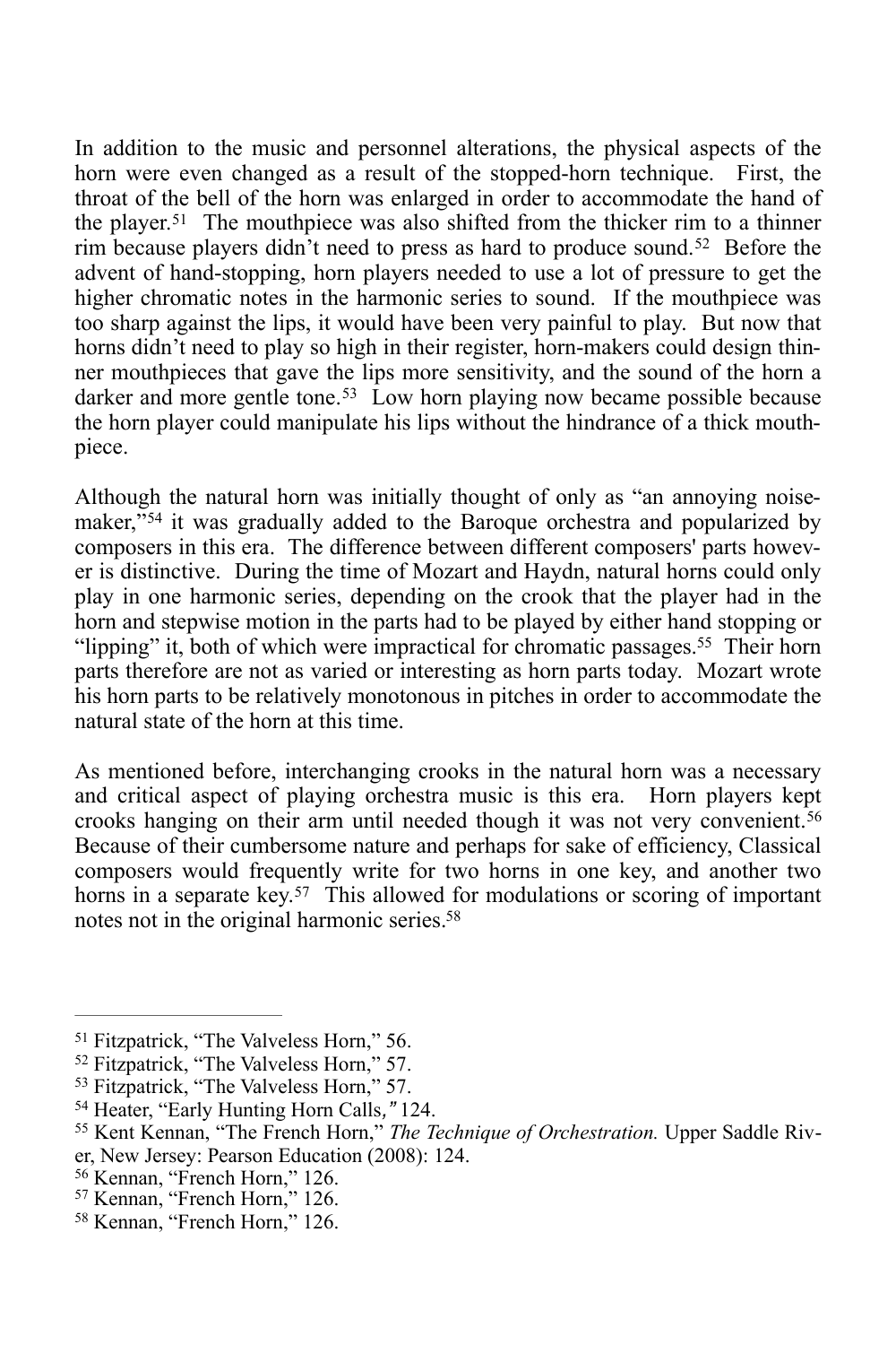In addition to the music and personnel alterations, the physical aspects of the horn were even changed as a result of the stopped-horn technique. First, the throat of the bell of the horn was enlarged in order to accommodate the hand of the player.[51] The mouthpiece was also shifted from the thicker rim to a thinner rim because players didn't need to press as hard to produce sound.[52] Before the advent of hand-stopping, horn players needed to use a lot of pressure to get the higher chromatic notes in the harmonic series to sound. If the mouthpiece was too sharp against the lips, it would have been very painful to play. But now that horns didn't need to play so high in their register, horn-makers could design thinner mouthpieces that gave the lips more sensitivity, and the sound of the horn a darker and more gentle tone.[53] Low horn playing now became possible because the horn player could manipulate his lips without the hindrance of a thick mouthpiece.

Although the natural horn was initially thought of only as "an annoying noise-maker,"[54] it was gradually added to the Baroque orchestra and popularized by composers in this era. The difference between different composers' parts however is distinctive. During the time of Mozart and Haydn, natural horns could only play in one harmonic series, depending on the crook that the player had in the horn and stepwise motion in the parts had to be played by either hand stopping or "lipping" it, both of which were impractical for chromatic passages.[55] Their horn parts therefore are not as varied or interesting as horn parts today. Mozart wrote his horn parts to be relatively monotonous in pitches in order to accommodate the natural state of the horn at this time.

As mentioned before, interchanging crooks in the natural horn was a necessary and critical aspect of playing orchestra music is this era. Horn players kept crooks hanging on their arm until needed though it was not very convenient.[56] Because of their cumbersome nature and perhaps for sake of efficiency, Classical composers would frequently write for two horns in one key, and another two horns in a separate key.[57] This allowed for modulations or scoring of important notes not in the original harmonic series.[58]

---

[51] Fitzpatrick, "The Valveless Horn," 56.

[52] Fitzpatrick, "The Valveless Horn," 57.

[53] Fitzpatrick, "The Valveless Horn," 57.

[54] Heater, "Early Hunting Horn Calls," 124.

[55] Kent Kennan, "The French Horn," *The Technique of Orchestration.* Upper Saddle River, New Jersey: Pearson Education (2008): 124.

[56] Kennan, "French Horn," 126.

[57] Kennan, "French Horn," 126.

[58] Kennan, "French Horn," 126.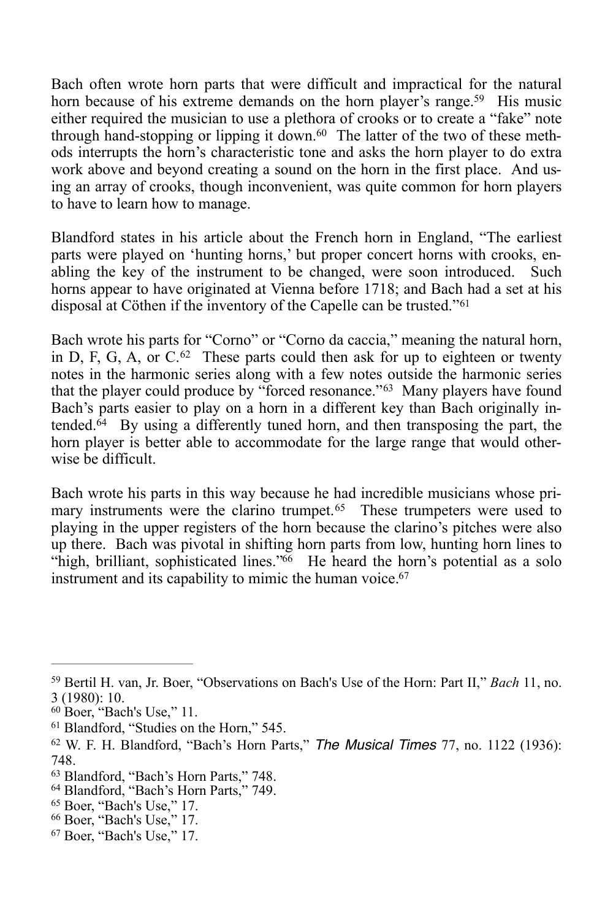Bach often wrote horn parts that were difficult and impractical for the natural horn because of his extreme demands on the horn player's range.[59] His music either required the musician to use a plethora of crooks or to create a "fake" note through hand-stopping or lipping it down.[60] The latter of the two of these methods interrupts the horn's characteristic tone and asks the horn player to do extra work above and beyond creating a sound on the horn in the first place. And using an array of crooks, though inconvenient, was quite common for horn players to have to learn how to manage.

Blandford states in his article about the French horn in England, "The earliest parts were played on 'hunting horns,' but proper concert horns with crooks, enabling the key of the instrument to be changed, were soon introduced. Such horns appear to have originated at Vienna before 1718; and Bach had a set at his disposal at Cöthen if the inventory of the Capelle can be trusted."[61]

Bach wrote his parts for "Corno" or "Corno da caccia," meaning the natural horn, in D, F, G, A, or C.[62] These parts could then ask for up to eighteen or twenty notes in the harmonic series along with a few notes outside the harmonic series that the player could produce by "forced resonance."[63] Many players have found Bach's parts easier to play on a horn in a different key than Bach originally intended.[64] By using a differently tuned horn, and then transposing the part, the horn player is better able to accommodate for the large range that would otherwise be difficult.

Bach wrote his parts in this way because he had incredible musicians whose primary instruments were the clarino trumpet.[65] These trumpeters were used to playing in the upper registers of the horn because the clarino's pitches were also up there. Bach was pivotal in shifting horn parts from low, hunting horn lines to "high, brilliant, sophisticated lines."[66] He heard the horn's potential as a solo instrument and its capability to mimic the human voice.[67]

---

[59] Bertil H. van, Jr. Boer, "Observations on Bach's Use of the Horn: Part II," *Bach* 11, no. 3 (1980): 10.

[60] Boer, "Bach's Use," 11.

[61] Blandford, "Studies on the Horn," 545.

[62] W. F. H. Blandford, "Bach's Horn Parts," *The Musical Times* 77, no. 1122 (1936): 748.

[63] Blandford, "Bach's Horn Parts," 748.

[64] Blandford, "Bach's Horn Parts," 749.

[65] Boer, "Bach's Use," 17.

[66] Boer, "Bach's Use," 17.

[67] Boer, "Bach's Use," 17.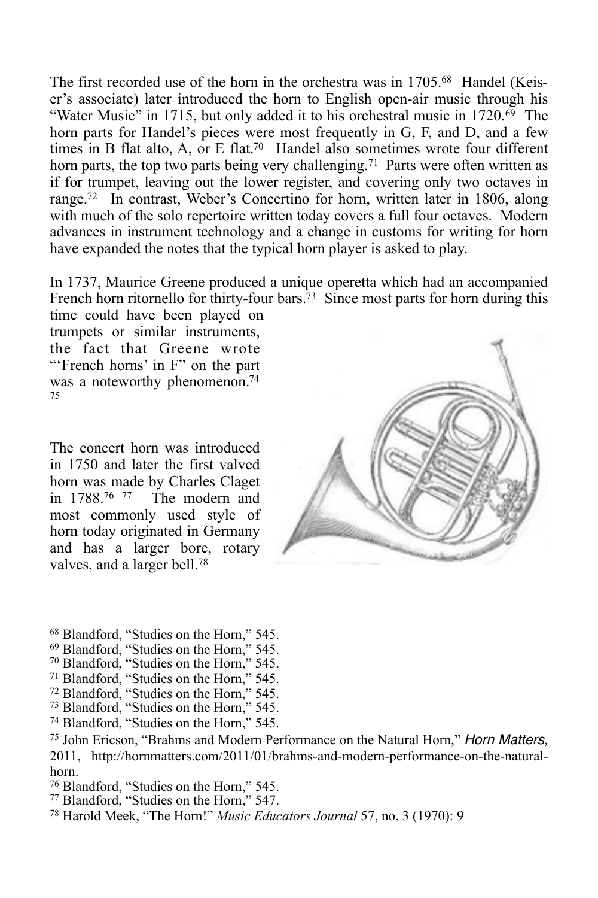The first recorded use of the horn in the orchestra was in 1705.[68] Handel (Keiser's associate) later introduced the horn to English open-air music through his "Water Music" in 1715, but only added it to his orchestral music in 1720.[69] The horn parts for Handel's pieces were most frequently in G, F, and D, and a few times in B flat alto, A, or E flat.[70] Handel also sometimes wrote four different horn parts, the top two parts being very challenging.[71] Parts were often written as if for trumpet, leaving out the lower register, and covering only two octaves in range.[72] In contrast, Weber's Concertino for horn, written later in 1806, along with much of the solo repertoire written today covers a full four octaves. Modern advances in instrument technology and a change in customs for writing for horn have expanded the notes that the typical horn player is asked to play.

In 1737, Maurice Greene produced a unique operetta which had an accompanied French horn ritornello for thirty-four bars.[73] Since most parts for horn during this time could have been played on trumpets or similar instruments, the fact that Greene wrote "'French horns' in F" on the part was a noteworthy phenomenon.[74] [75]

The concert horn was introduced in 1750 and later the first valved horn was made by Charles Claget in 1788.[76] [77] The modern and most commonly used style of horn today originated in Germany and has a larger bore, rotary valves, and a larger bell.[78]

---

[68] Blandford, "Studies on the Horn," 545.

[69] Blandford, "Studies on the Horn," 545.

[70] Blandford, "Studies on the Horn," 545.

[71] Blandford, "Studies on the Horn," 545.

[72] Blandford, "Studies on the Horn," 545.

[73] Blandford, "Studies on the Horn," 545.

[74] Blandford, "Studies on the Horn," 545.

[75] John Ericson, "Brahms and Modern Performance on the Natural Horn," *Horn Matters,* 2011, http://hornmatters.com/2011/01/brahms-and-modern-performance-on-the-natural-horn.

[76] Blandford, "Studies on the Horn," 545.

[77] Blandford, "Studies on the Horn," 547.

[78] Harold Meek, "The Horn!" *Music Educators Journal* 57, no. 3 (1970): 9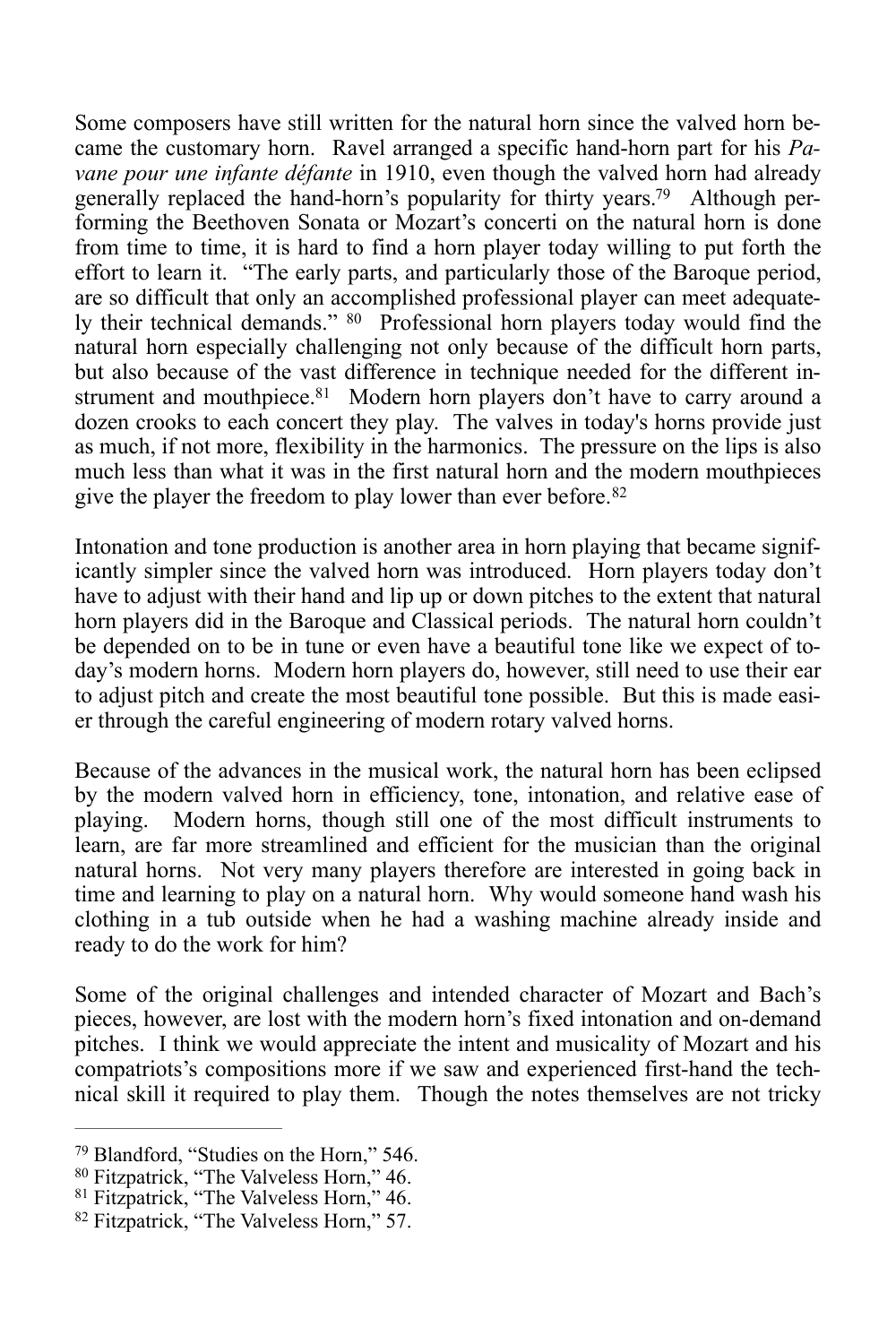Some composers have still written for the natural horn since the valved horn became the customary horn. Ravel arranged a specific hand-horn part for his *Pavane pour une infante défante* in 1910, even though the valved horn had already generally replaced the hand-horn's popularity for thirty years.[79] Although performing the Beethoven Sonata or Mozart's concerti on the natural horn is done from time to time, it is hard to find a horn player today willing to put forth the effort to learn it. "The early parts, and particularly those of the Baroque period, are so difficult that only an accomplished professional player can meet adequately their technical demands." [80] Professional horn players today would find the natural horn especially challenging not only because of the difficult horn parts, but also because of the vast difference in technique needed for the different instrument and mouthpiece.[81] Modern horn players don't have to carry around a dozen crooks to each concert they play. The valves in today's horns provide just as much, if not more, flexibility in the harmonics. The pressure on the lips is also much less than what it was in the first natural horn and the modern mouthpieces give the player the freedom to play lower than ever before.[82]

Intonation and tone production is another area in horn playing that became significantly simpler since the valved horn was introduced. Horn players today don't have to adjust with their hand and lip up or down pitches to the extent that natural horn players did in the Baroque and Classical periods. The natural horn couldn't be depended on to be in tune or even have a beautiful tone like we expect of today's modern horns. Modern horn players do, however, still need to use their ear to adjust pitch and create the most beautiful tone possible. But this is made easier through the careful engineering of modern rotary valved horns.

Because of the advances in the musical work, the natural horn has been eclipsed by the modern valved horn in efficiency, tone, intonation, and relative ease of playing. Modern horns, though still one of the most difficult instruments to learn, are far more streamlined and efficient for the musician than the original natural horns. Not very many players therefore are interested in going back in time and learning to play on a natural horn. Why would someone hand wash his clothing in a tub outside when he had a washing machine already inside and ready to do the work for him?

Some of the original challenges and intended character of Mozart and Bach's pieces, however, are lost with the modern horn's fixed intonation and on-demand pitches. I think we would appreciate the intent and musicality of Mozart and his compatriots's compositions more if we saw and experienced first-hand the technical skill it required to play them. Though the notes themselves are not tricky

---

[79] Blandford, "Studies on the Horn," 546.

[80] Fitzpatrick, "The Valveless Horn," 46.

[81] Fitzpatrick, "The Valveless Horn," 46.

[82] Fitzpatrick, "The Valveless Horn," 57.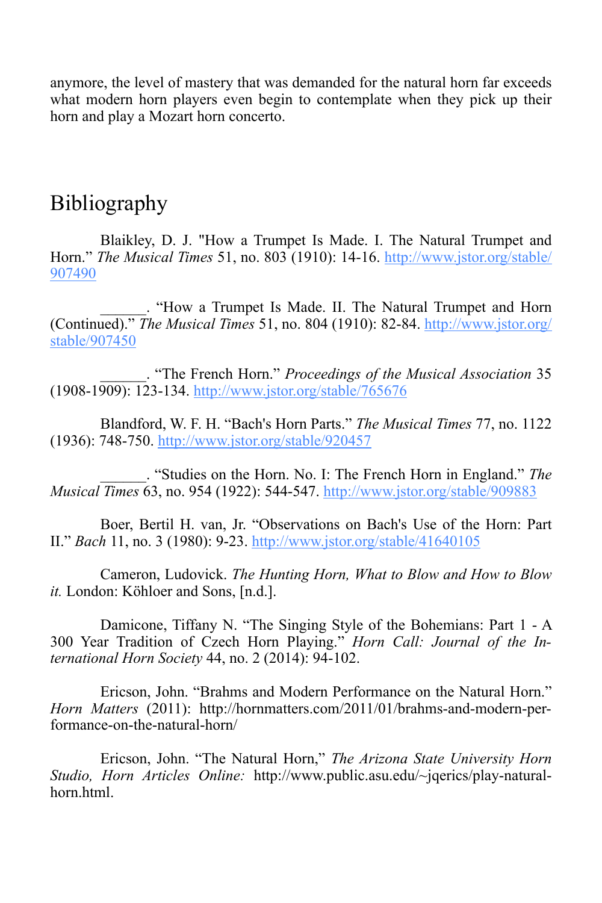anymore, the level of mastery that was demanded for the natural horn far exceeds what modern horn players even begin to contemplate when they pick up their horn and play a Mozart horn concerto.

## Bibliography

Blaikley, D. J. "How a Trumpet Is Made. I. The Natural Trumpet and Horn." *The Musical Times* 51, no. 803 (1910): 14-16. http://www.jstor.org/stable/907490

______. "How a Trumpet Is Made. II. The Natural Trumpet and Horn (Continued)." *The Musical Times* 51, no. 804 (1910): 82-84. http://www.jstor.org/stable/907450

______. "The French Horn." *Proceedings of the Musical Association* 35 (1908-1909): 123-134. http://www.jstor.org/stable/765676

Blandford, W. F. H. "Bach's Horn Parts." *The Musical Times* 77, no. 1122 (1936): 748-750. http://www.jstor.org/stable/920457

______. "Studies on the Horn. No. I: The French Horn in England." *The Musical Times* 63, no. 954 (1922): 544-547. http://www.jstor.org/stable/909883

Boer, Bertil H. van, Jr. "Observations on Bach's Use of the Horn: Part II." *Bach* 11, no. 3 (1980): 9-23. http://www.jstor.org/stable/41640105

Cameron, Ludovick. *The Hunting Horn, What to Blow and How to Blow it.* London: Köhloer and Sons, [n.d.].

Damicone, Tiffany N. "The Singing Style of the Bohemians: Part 1 - A 300 Year Tradition of Czech Horn Playing." *Horn Call: Journal of the International Horn Society* 44, no. 2 (2014): 94-102.

Ericson, John. "Brahms and Modern Performance on the Natural Horn." *Horn Matters* (2011): http://hornmatters.com/2011/01/brahms-and-modern-performance-on-the-natural-horn/

Ericson, John. "The Natural Horn," *The Arizona State University Horn Studio, Horn Articles Online:* http://www.public.asu.edu/~jqerics/play-natural-horn.html.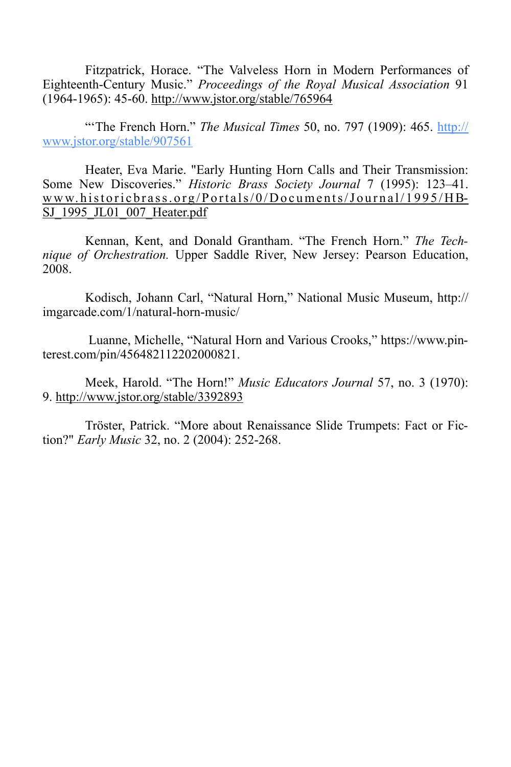Fitzpatrick, Horace. “The Valveless Horn in Modern Performances of Eighteenth-Century Music.” *Proceedings of the Royal Musical Association* 91 (1964-1965): 45-60. http://www.jstor.org/stable/765964

"‘The French Horn.” *The Musical Times* 50, no. 797 (1909): 465. http://www.jstor.org/stable/907561

Heater, Eva Marie. "Early Hunting Horn Calls and Their Transmission: Some New Discoveries.” *Historic Brass Society Journal* 7 (1995): 123–41. www.historicbrass.org/Portals/0/Documents/Journal/1995/HBSJ_1995_JL01_007_Heater.pdf

Kennan, Kent, and Donald Grantham. “The French Horn.” *The Technique of Orchestration.* Upper Saddle River, New Jersey: Pearson Education, 2008.

Kodisch, Johann Carl, “Natural Horn,” National Music Museum, http://imgarcade.com/1/natural-horn-music/

Luanne, Michelle, “Natural Horn and Various Crooks,” https://www.pinterest.com/pin/456482112202000821.

Meek, Harold. “The Horn!” *Music Educators Journal* 57, no. 3 (1970): 9. http://www.jstor.org/stable/3392893

Tröster, Patrick. “More about Renaissance Slide Trumpets: Fact or Fiction?" *Early Music* 32, no. 2 (2004): 252-268.